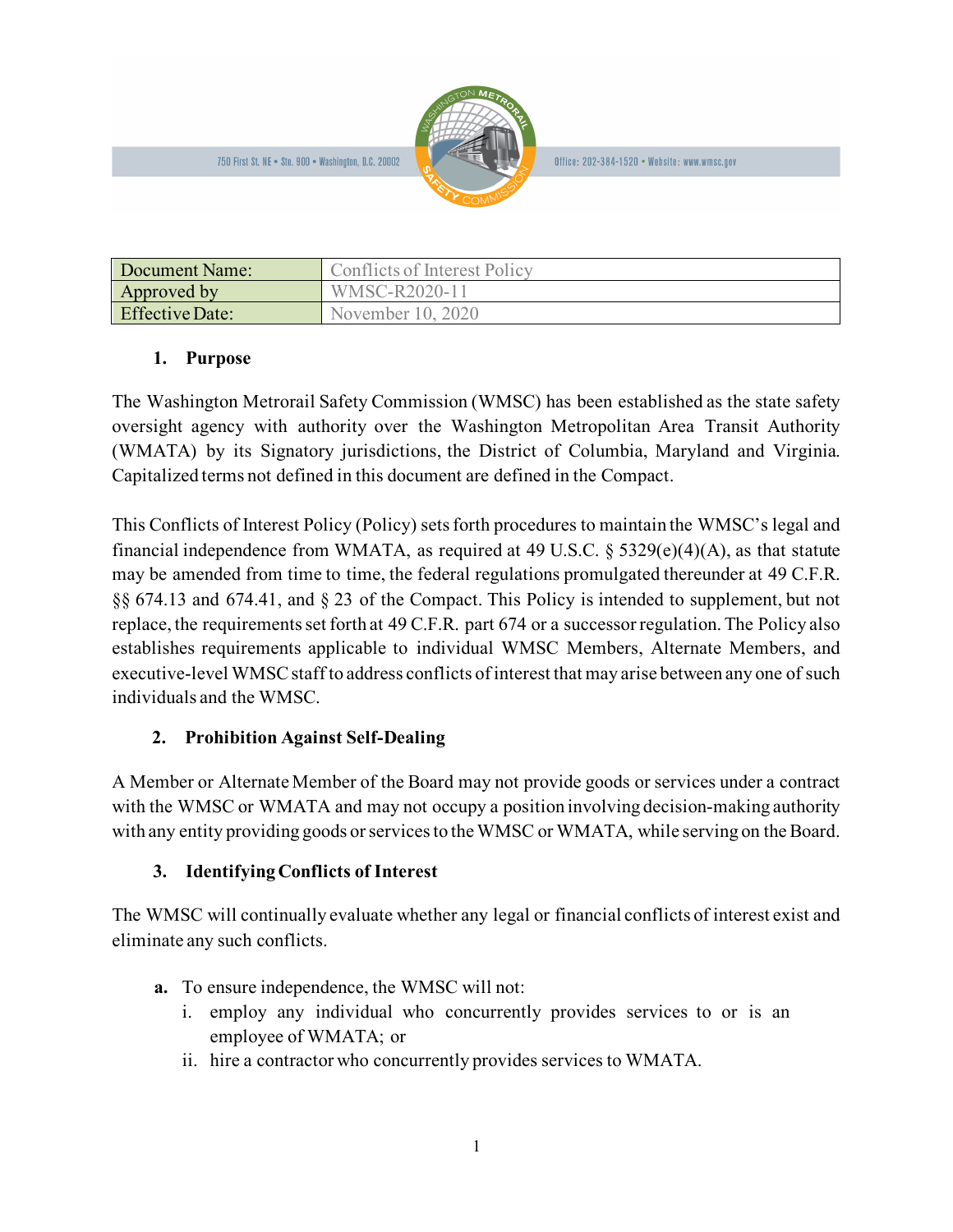750 First St. NE • Ste. 900 • Washington, D.C. 20002 | Office: 202-384-1520 • Website: www.wmsc.gov

| Document Name: | Conflicts of Interest Policy |
|---|---|
| Approved by | WMSC-R2020-11 |
| Effective Date: | November 10, 2020 |

## 1. Purpose

The Washington Metrorail Safety Commission (WMSC) has been established as the state safety oversight agency with authority over the Washington Metropolitan Area Transit Authority (WMATA) by its Signatory jurisdictions, the District of Columbia, Maryland and Virginia. Capitalized terms not defined in this document are defined in the Compact.

This Conflicts of Interest Policy (Policy) sets forth procedures to maintain the WMSC's legal and financial independence from WMATA, as required at 49 U.S.C. § 5329(e)(4)(A), as that statute may be amended from time to time, the federal regulations promulgated thereunder at 49 C.F.R. §§ 674.13 and 674.41, and § 23 of the Compact. This Policy is intended to supplement, but not replace, the requirements set forth at 49 C.F.R. part 674 or a successor regulation. The Policy also establishes requirements applicable to individual WMSC Members, Alternate Members, and executive-level WMSC staff to address conflicts of interest that may arise between any one of such individuals and the WMSC.

## 2. Prohibition Against Self-Dealing

A Member or Alternate Member of the Board may not provide goods or services under a contract with the WMSC or WMATA and may not occupy a position involving decision-making authority with any entity providing goods or services to the WMSC or WMATA, while serving on the Board.

## 3. Identifying Conflicts of Interest

The WMSC will continually evaluate whether any legal or financial conflicts of interest exist and eliminate any such conflicts.

**a.** To ensure independence, the WMSC will not:

i. employ any individual who concurrently provides services to or is an employee of WMATA; or

ii. hire a contractor who concurrently provides services to WMATA.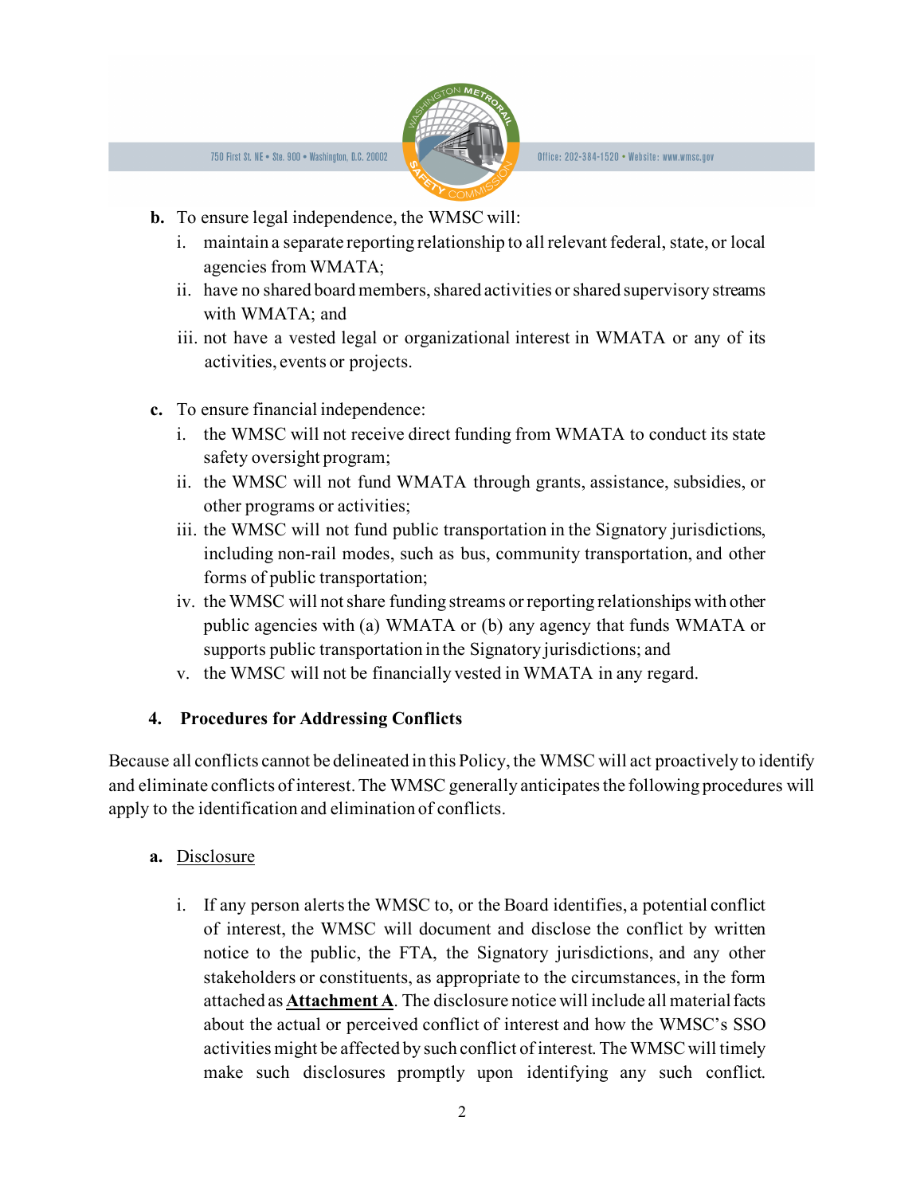**b.** To ensure legal independence, the WMSC will:

i. maintain a separate reporting relationship to all relevant federal, state, or local agencies from WMATA;

ii. have no shared board members, shared activities or shared supervisory streams with WMATA; and

iii. not have a vested legal or organizational interest in WMATA or any of its activities, events or projects.

**c.** To ensure financial independence:

i. the WMSC will not receive direct funding from WMATA to conduct its state safety oversight program;

ii. the WMSC will not fund WMATA through grants, assistance, subsidies, or other programs or activities;

iii. the WMSC will not fund public transportation in the Signatory jurisdictions, including non-rail modes, such as bus, community transportation, and other forms of public transportation;

iv. the WMSC will not share funding streams or reporting relationships with other public agencies with (a) WMATA or (b) any agency that funds WMATA or supports public transportation in the Signatory jurisdictions; and

v. the WMSC will not be financially vested in WMATA in any regard.

## 4. Procedures for Addressing Conflicts

Because all conflicts cannot be delineated in this Policy, the WMSC will act proactively to identify and eliminate conflicts of interest. The WMSC generally anticipates the following procedures will apply to the identification and elimination of conflicts.

**a.** Disclosure

i. If any person alerts the WMSC to, or the Board identifies, a potential conflict of interest, the WMSC will document and disclose the conflict by written notice to the public, the FTA, the Signatory jurisdictions, and any other stakeholders or constituents, as appropriate to the circumstances, in the form attached as **Attachment A**. The disclosure notice will include all material facts about the actual or perceived conflict of interest and how the WMSC's SSO activities might be affected by such conflict of interest. The WMSC will timely make such disclosures promptly upon identifying any such conflict.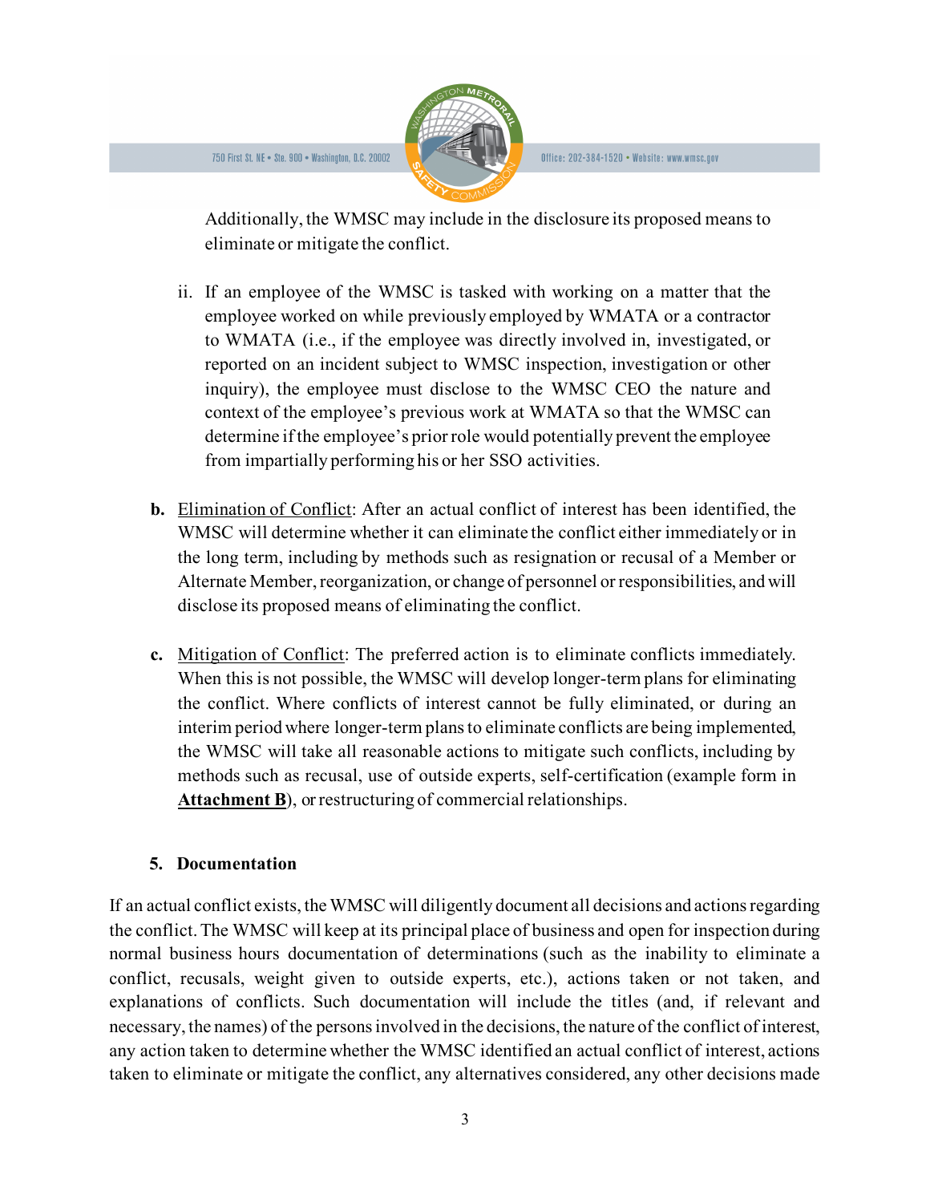Additionally, the WMSC may include in the disclosure its proposed means to eliminate or mitigate the conflict.

ii. If an employee of the WMSC is tasked with working on a matter that the employee worked on while previously employed by WMATA or a contractor to WMATA (i.e., if the employee was directly involved in, investigated, or reported on an incident subject to WMSC inspection, investigation or other inquiry), the employee must disclose to the WMSC CEO the nature and context of the employee's previous work at WMATA so that the WMSC can determine if the employee's prior role would potentially prevent the employee from impartially performing his or her SSO activities.

**b.** Elimination of Conflict: After an actual conflict of interest has been identified, the WMSC will determine whether it can eliminate the conflict either immediately or in the long term, including by methods such as resignation or recusal of a Member or Alternate Member, reorganization, or change of personnel or responsibilities, and will disclose its proposed means of eliminating the conflict.

**c.** Mitigation of Conflict: The preferred action is to eliminate conflicts immediately. When this is not possible, the WMSC will develop longer-term plans for eliminating the conflict. Where conflicts of interest cannot be fully eliminated, or during an interim period where longer-term plans to eliminate conflicts are being implemented, the WMSC will take all reasonable actions to mitigate such conflicts, including by methods such as recusal, use of outside experts, self-certification (example form in **Attachment B**), or restructuring of commercial relationships.

## 5. Documentation

If an actual conflict exists, the WMSC will diligently document all decisions and actions regarding the conflict. The WMSC will keep at its principal place of business and open for inspection during normal business hours documentation of determinations (such as the inability to eliminate a conflict, recusals, weight given to outside experts, etc.), actions taken or not taken, and explanations of conflicts. Such documentation will include the titles (and, if relevant and necessary, the names) of the persons involved in the decisions, the nature of the conflict of interest, any action taken to determine whether the WMSC identified an actual conflict of interest, actions taken to eliminate or mitigate the conflict, any alternatives considered, any other decisions made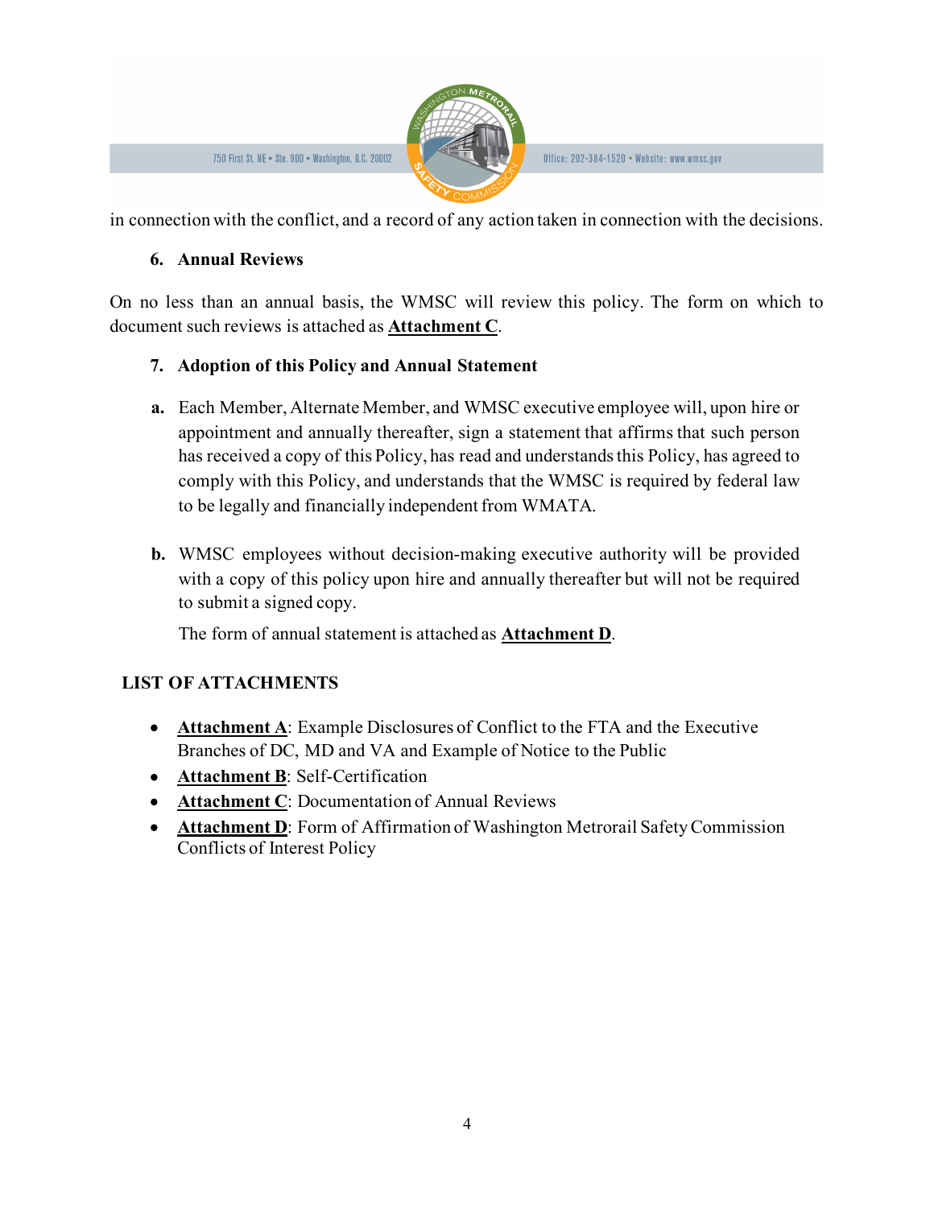in connection with the conflict, and a record of any action taken in connection with the decisions.

### 6. Annual Reviews

On no less than an annual basis, the WMSC will review this policy. The form on which to document such reviews is attached as **Attachment C**.

### 7. Adoption of this Policy and Annual Statement

**a.** Each Member, Alternate Member, and WMSC executive employee will, upon hire or appointment and annually thereafter, sign a statement that affirms that such person has received a copy of this Policy, has read and understands this Policy, has agreed to comply with this Policy, and understands that the WMSC is required by federal law to be legally and financially independent from WMATA.

**b.** WMSC employees without decision-making executive authority will be provided with a copy of this policy upon hire and annually thereafter but will not be required to submit a signed copy.

The form of annual statement is attached as **Attachment D**.

## LIST OF ATTACHMENTS

- **Attachment A**: Example Disclosures of Conflict to the FTA and the Executive Branches of DC, MD and VA and Example of Notice to the Public
- **Attachment B**: Self-Certification
- **Attachment C**: Documentation of Annual Reviews
- **Attachment D**: Form of Affirmation of Washington Metrorail Safety Commission Conflicts of Interest Policy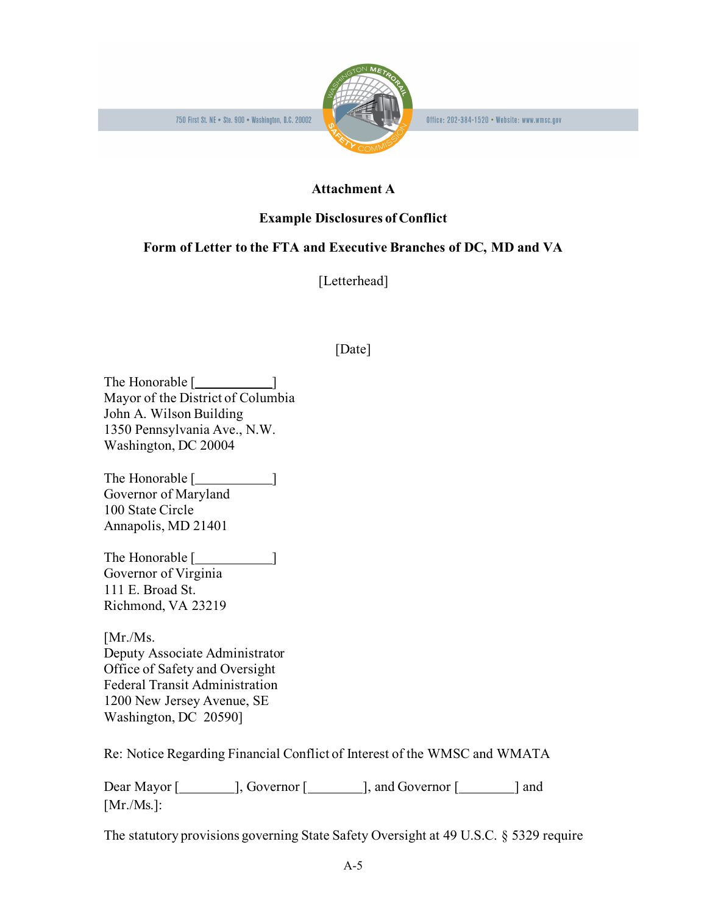750 First St. NE • Ste. 900 • Washington, D.C. 20002 Office: 202-384-1520 • Website: www.wmsc.gov

**Attachment A**

**Example Disclosures of Conflict**

**Form of Letter to the FTA and Executive Branches of DC, MD and VA**

[Letterhead]

[Date]

The Honorable [___________]
Mayor of the District of Columbia
John A. Wilson Building
1350 Pennsylvania Ave., N.W.
Washington, DC 20004

The Honorable [___________]
Governor of Maryland
100 State Circle
Annapolis, MD 21401

The Honorable [___________]
Governor of Virginia
111 E. Broad St.
Richmond, VA 23219

[Mr./Ms.
Deputy Associate Administrator
Office of Safety and Oversight
Federal Transit Administration
1200 New Jersey Avenue, SE
Washington, DC 20590]

Re: Notice Regarding Financial Conflict of Interest of the WMSC and WMATA

Dear Mayor [________], Governor [________], and Governor [________] and [Mr./Ms.]:

The statutory provisions governing State Safety Oversight at 49 U.S.C. § 5329 require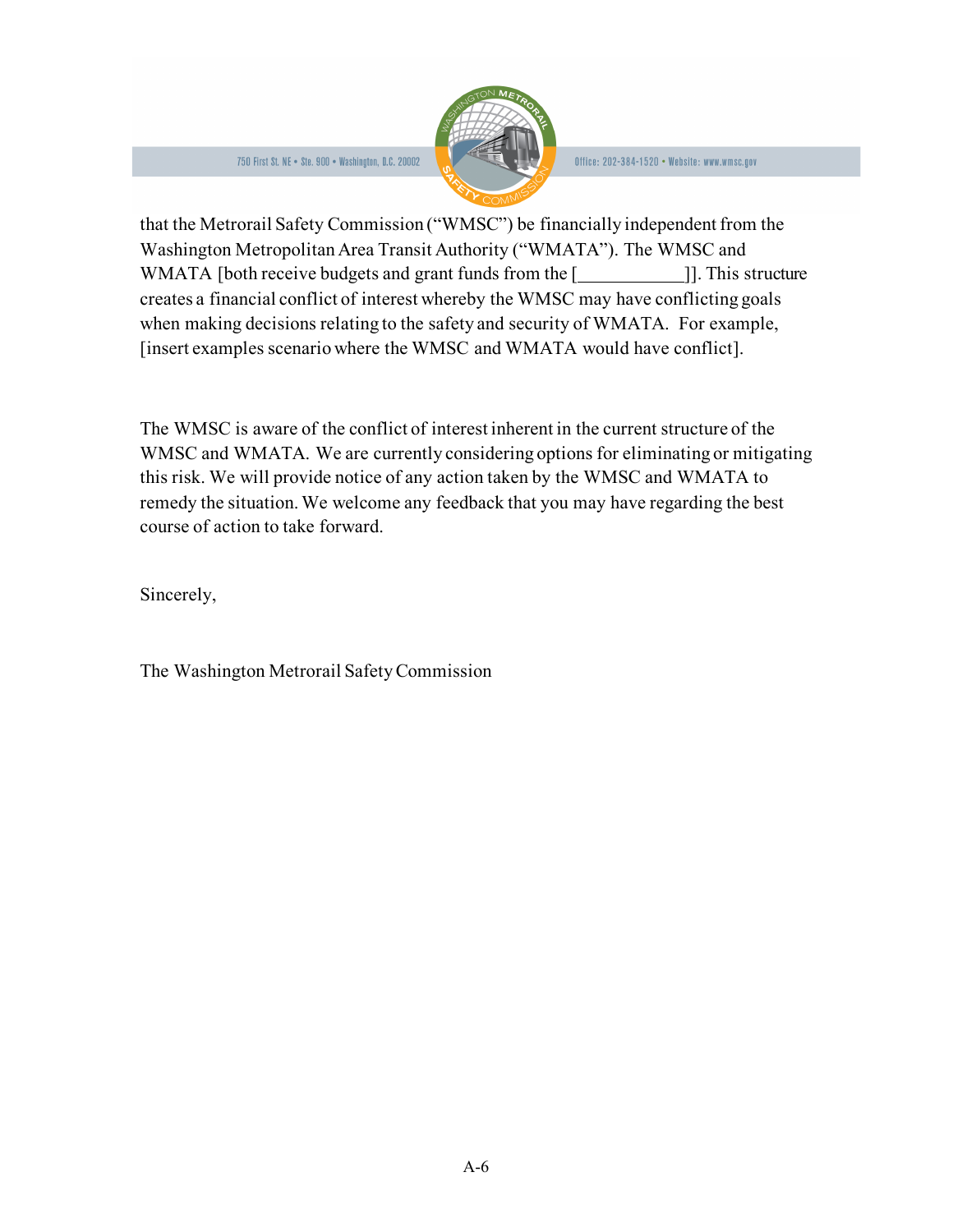that the Metrorail Safety Commission ("WMSC") be financially independent from the Washington Metropolitan Area Transit Authority ("WMATA"). The WMSC and WMATA [both receive budgets and grant funds from the [____________]]. This structure creates a financial conflict of interest whereby the WMSC may have conflicting goals when making decisions relating to the safety and security of WMATA. For example, [insert examples scenario where the WMSC and WMATA would have conflict].

The WMSC is aware of the conflict of interest inherent in the current structure of the WMSC and WMATA. We are currently considering options for eliminating or mitigating this risk. We will provide notice of any action taken by the WMSC and WMATA to remedy the situation. We welcome any feedback that you may have regarding the best course of action to take forward.

Sincerely,

The Washington Metrorail Safety Commission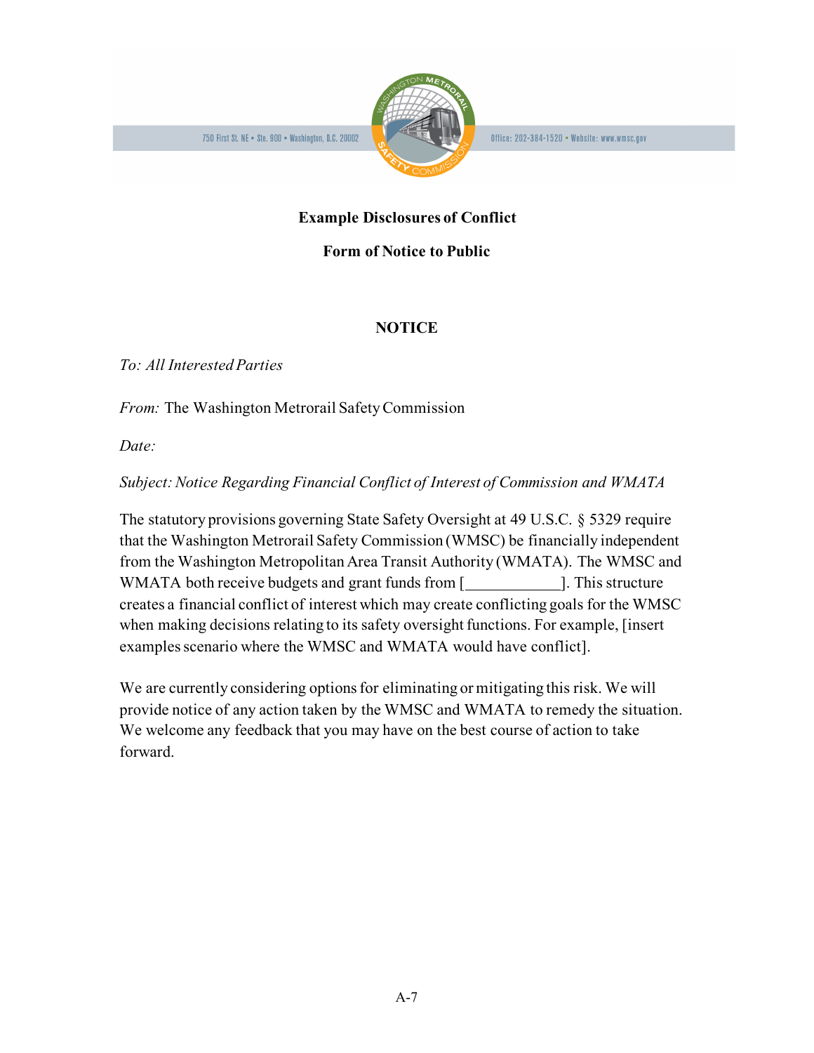750 First St. NE • Ste. 900 • Washington, D.C. 20002 Office: 202-384-1520 • Website: www.wmsc.gov

**Example Disclosures of Conflict**

**Form of Notice to Public**

**NOTICE**

*To: All Interested Parties*

*From:* The Washington Metrorail Safety Commission

*Date:*

*Subject: Notice Regarding Financial Conflict of Interest of Commission and WMATA*

The statutory provisions governing State Safety Oversight at 49 U.S.C. § 5329 require that the Washington Metrorail Safety Commission (WMSC) be financially independent from the Washington Metropolitan Area Transit Authority (WMATA). The WMSC and WMATA both receive budgets and grant funds from [____________]. This structure creates a financial conflict of interest which may create conflicting goals for the WMSC when making decisions relating to its safety oversight functions. For example, [insert examples scenario where the WMSC and WMATA would have conflict].

We are currently considering options for eliminating or mitigating this risk. We will provide notice of any action taken by the WMSC and WMATA to remedy the situation. We welcome any feedback that you may have on the best course of action to take forward.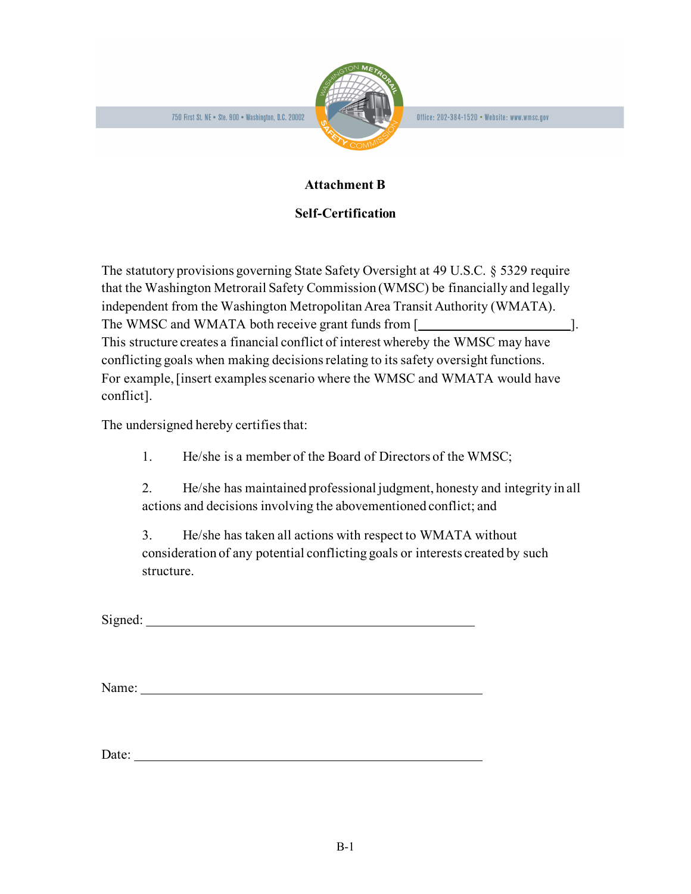750 First St. NE • Ste. 900 • Washington, D.C. 20002 Office: 202-384-1520 • Website: www.wmsc.gov

## Attachment B

## Self-Certification

The statutory provisions governing State Safety Oversight at 49 U.S.C. § 5329 require that the Washington Metrorail Safety Commission (WMSC) be financially and legally independent from the Washington Metropolitan Area Transit Authority (WMATA). The WMSC and WMATA both receive grant funds from [________________________]. This structure creates a financial conflict of interest whereby the WMSC may have conflicting goals when making decisions relating to its safety oversight functions. For example, [insert examples scenario where the WMSC and WMATA would have conflict].

The undersigned hereby certifies that:

1. He/she is a member of the Board of Directors of the WMSC;

2. He/she has maintained professional judgment, honesty and integrity in all actions and decisions involving the abovementioned conflict; and

3. He/she has taken all actions with respect to WMATA without consideration of any potential conflicting goals or interests created by such structure.

Signed: ______________________________________________

Name: ______________________________________________

Date: ______________________________________________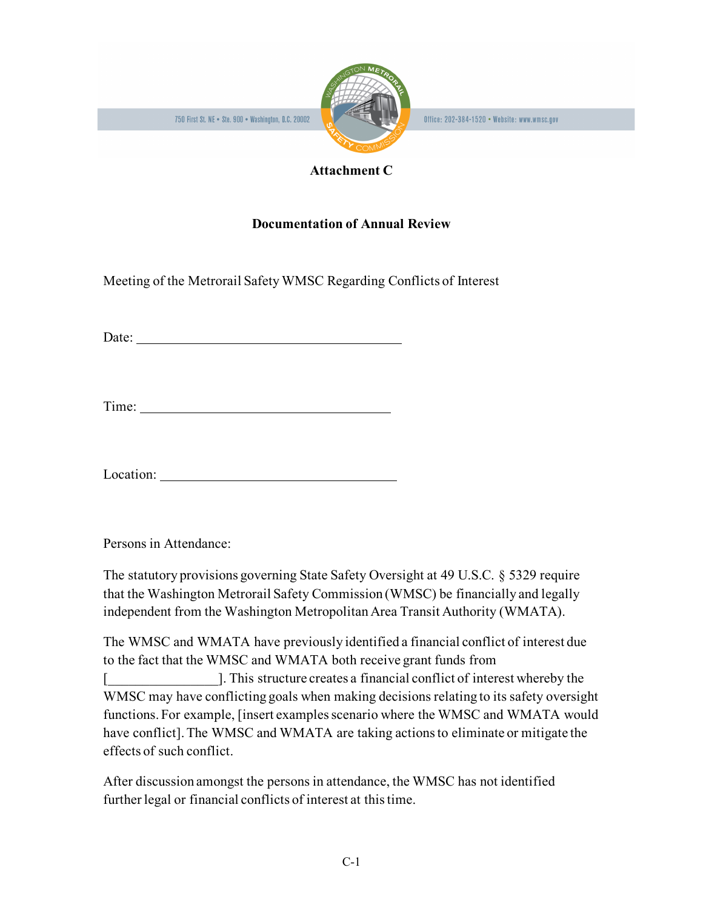**Attachment C**

**Documentation of Annual Review**

Meeting of the Metrorail Safety WMSC Regarding Conflicts of Interest

Date: ________________________________________

Time: ______________________________________

Location: ___________________________________

Persons in Attendance:

The statutory provisions governing State Safety Oversight at 49 U.S.C. § 5329 require that the Washington Metrorail Safety Commission (WMSC) be financially and legally independent from the Washington Metropolitan Area Transit Authority (WMATA).

The WMSC and WMATA have previously identified a financial conflict of interest due to the fact that the WMSC and WMATA both receive grant funds from [________________]. This structure creates a financial conflict of interest whereby the WMSC may have conflicting goals when making decisions relating to its safety oversight functions. For example, [insert examples scenario where the WMSC and WMATA would have conflict]. The WMSC and WMATA are taking actions to eliminate or mitigate the effects of such conflict.

After discussion amongst the persons in attendance, the WMSC has not identified further legal or financial conflicts of interest at this time.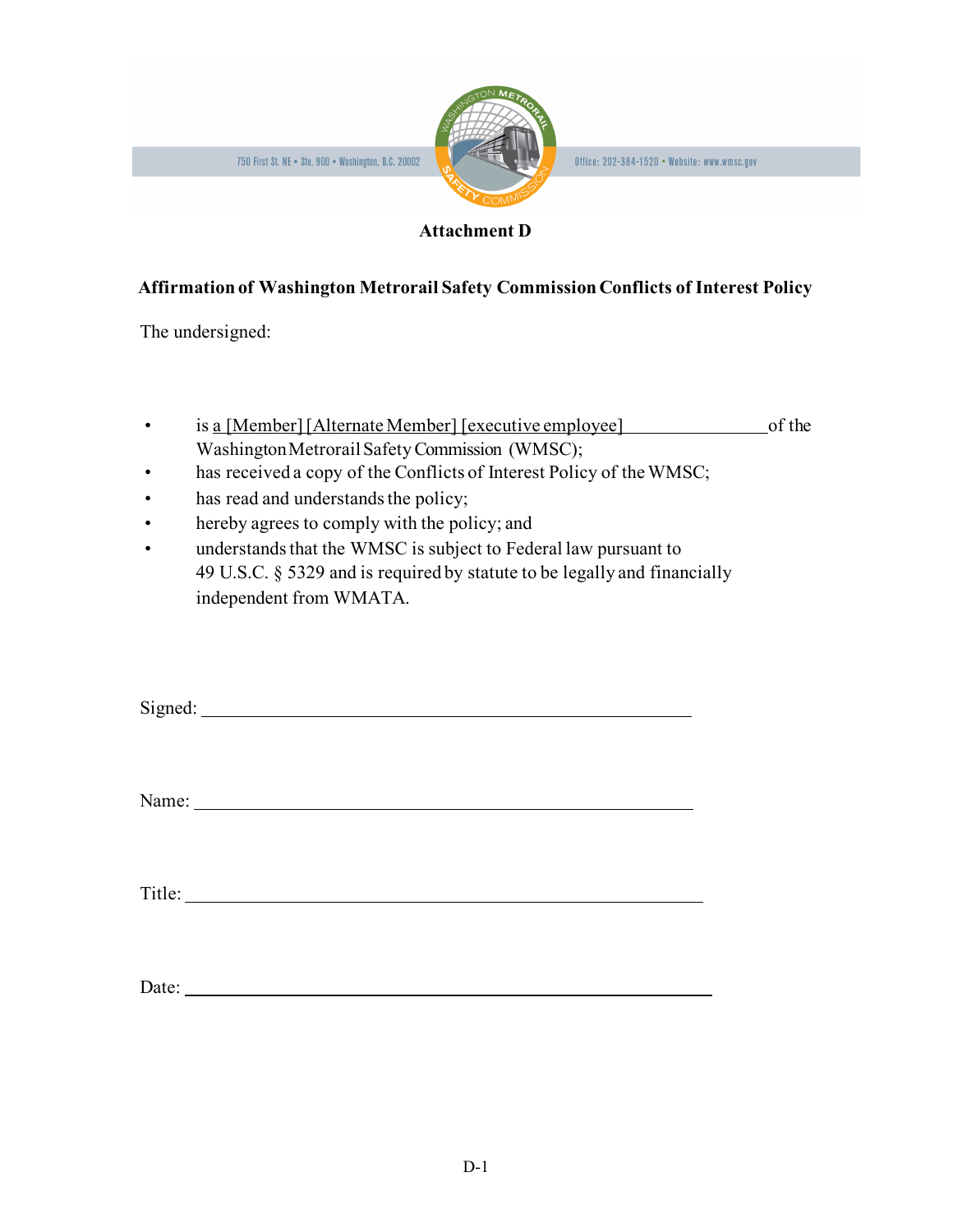750 First St. NE • Ste. 900 • Washington, D.C. 20002 Office: 202-384-1520 • Website: www.wmsc.gov

**Attachment D**

**Affirmation of Washington Metrorail Safety Commission Conflicts of Interest Policy**

The undersigned:

- is a [Member] [Alternate Member] [executive employee] ________________ of the Washington Metrorail Safety Commission (WMSC);
- has received a copy of the Conflicts of Interest Policy of the WMSC;
- has read and understands the policy;
- hereby agrees to comply with the policy; and
- understands that the WMSC is subject to Federal law pursuant to 49 U.S.C. § 5329 and is required by statute to be legally and financially independent from WMATA.

Signed: ____________________________________________

Name: ____________________________________________

Title: ____________________________________________

Date: ____________________________________________